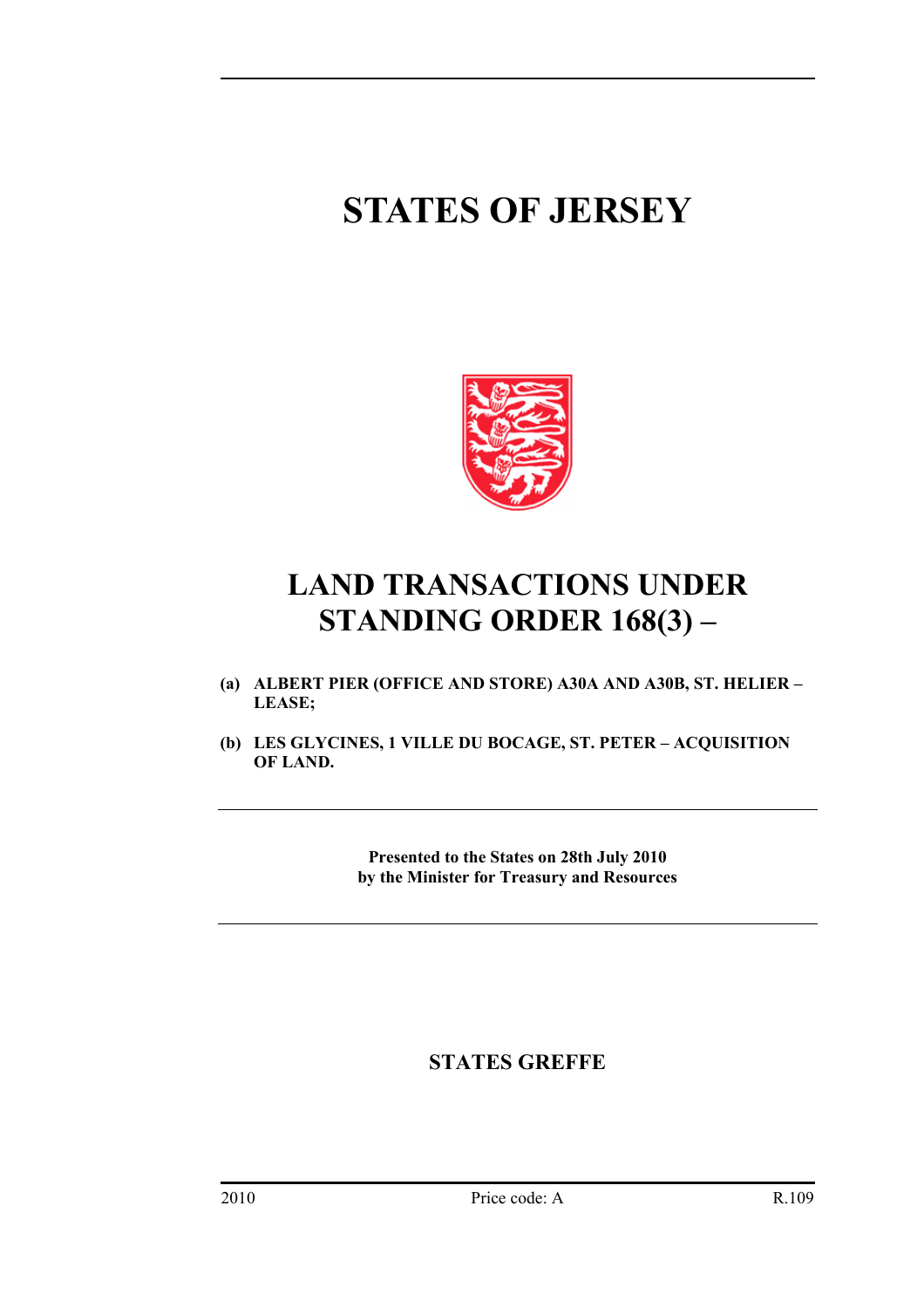# STATES OF JERSEY

# LAND TRANSACTIONS UNDER STANDING ORDER 168(3) –

**(a) ALBERT PIER (OFFICE AND STORE) A30A AND A30B, ST. HELIER – LEASE;**

**(b) LES GLYCINES, 1 VILLE DU BOCAGE, ST. PETER – ACQUISITION OF LAND.**

**Presented to the States on 28th July 2010**
**by the Minister for Treasury and Resources**

**STATES GREFFE**

2010 Price code: A R.109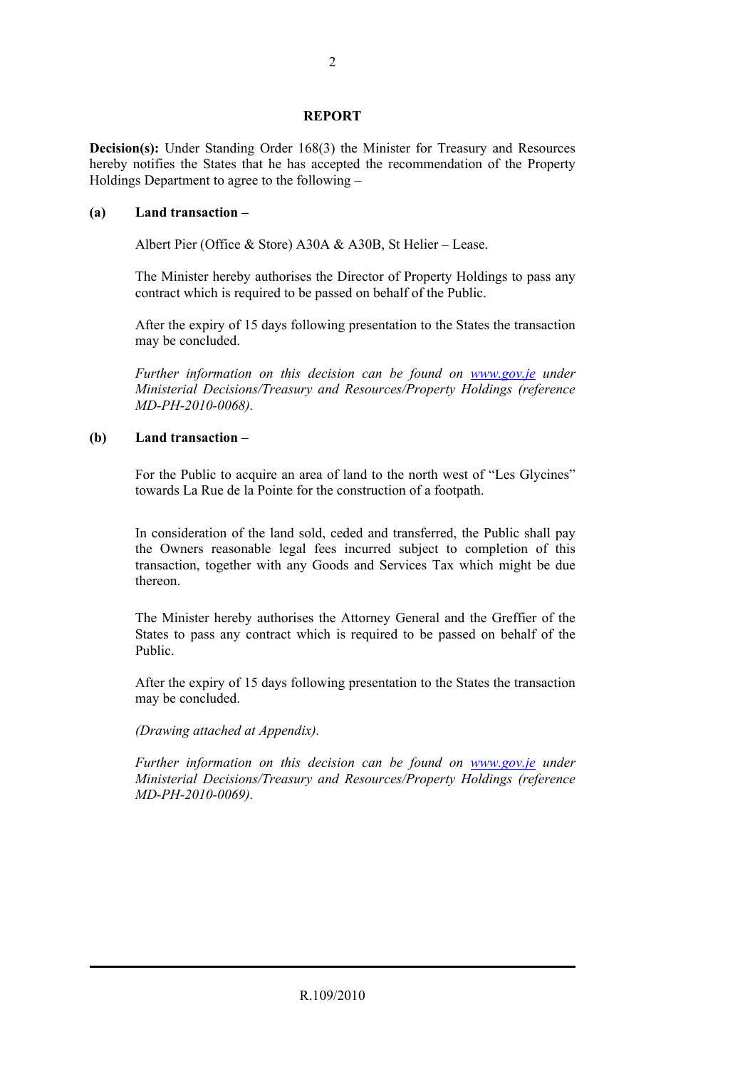## REPORT

**Decision(s):** Under Standing Order 168(3) the Minister for Treasury and Resources hereby notifies the States that he has accepted the recommendation of the Property Holdings Department to agree to the following –

**(a) Land transaction –**

Albert Pier (Office & Store) A30A & A30B, St Helier – Lease.

The Minister hereby authorises the Director of Property Holdings to pass any contract which is required to be passed on behalf of the Public.

After the expiry of 15 days following presentation to the States the transaction may be concluded.

*Further information on this decision can be found on [www.gov.je](http://www.gov.je) under Ministerial Decisions/Treasury and Resources/Property Holdings (reference MD-PH-2010-0068).*

**(b) Land transaction –**

For the Public to acquire an area of land to the north west of "Les Glycines" towards La Rue de la Pointe for the construction of a footpath.

In consideration of the land sold, ceded and transferred, the Public shall pay the Owners reasonable legal fees incurred subject to completion of this transaction, together with any Goods and Services Tax which might be due thereon.

The Minister hereby authorises the Attorney General and the Greffier of the States to pass any contract which is required to be passed on behalf of the Public.

After the expiry of 15 days following presentation to the States the transaction may be concluded.

*(Drawing attached at Appendix).*

*Further information on this decision can be found on [www.gov.je](http://www.gov.je) under Ministerial Decisions/Treasury and Resources/Property Holdings (reference MD-PH-2010-0069).*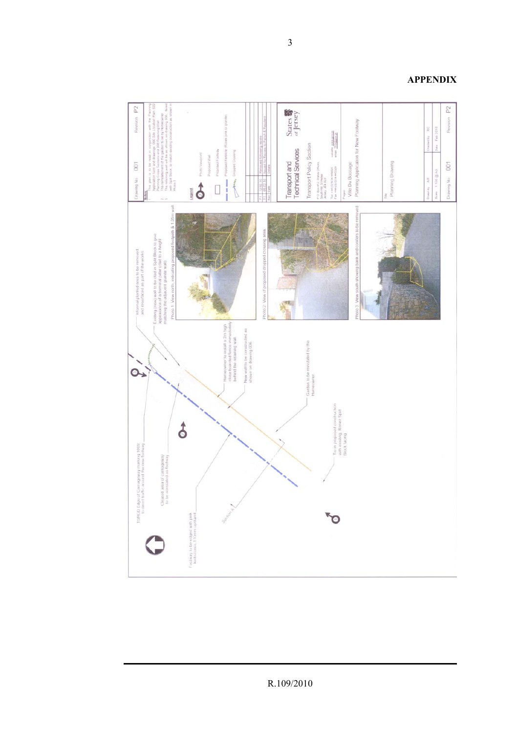**APPENDIX**

Drawing No. 001 Revision P2

Notes

1. This plan is to be read in conjunction with the Planning Application form and drawings 006 Site Location Plan, 002 Planning Cross Sections and 004 Planning Visual.
2. The reinstatement of the garden is to be by homeowner.
3. The retaining wall will be as shown on drawing 006, faced with Split Block, to match existing construction as shown in Photo 1.

Legend

Photo Viewpoint

Proposed Wall

Proposed Footway

Proposed Fencing (Rosée pole or granite)

Dropped Crossing

Informal planted area to be removed and resurfaced as part of the works

Existing (new) wall to be clad in Split Block to give appearance of a terminal pillar (clad to a height matching the adjacent granite wall)

TSRGD Edge of Carriageway marking 1009 to direct traffic around the new footway

Cleared area of carriageway to be reinstated as footway

Homeowner to install a 2m high close boarded fence immediately behind the retaining wall

New wall to be constructed as shown on drawing 006

Garden to be reinstated by the Homeowner

Tie in proposed construction with existing Rosée Split Block facing

Footway to be edged with pink kerbstones 110mm upstand

Section A

Photo 1: View north, indicating proposed footpath & 1.35m wall

Photo 2: View of proposed dropped crossing area

Photo 3: View south showing bank and conifers to be removed

Transport and Technical Services

States of Jersey

Transport Policy Section

Project: Ville Du Bocage Planning Application for New Footway

Title: Planning Drawing

Drawn by: AR Checked by: RC

Scale: 1:100 @ A3 Date: Feb 2010

Drawing No. 001 Revision P2